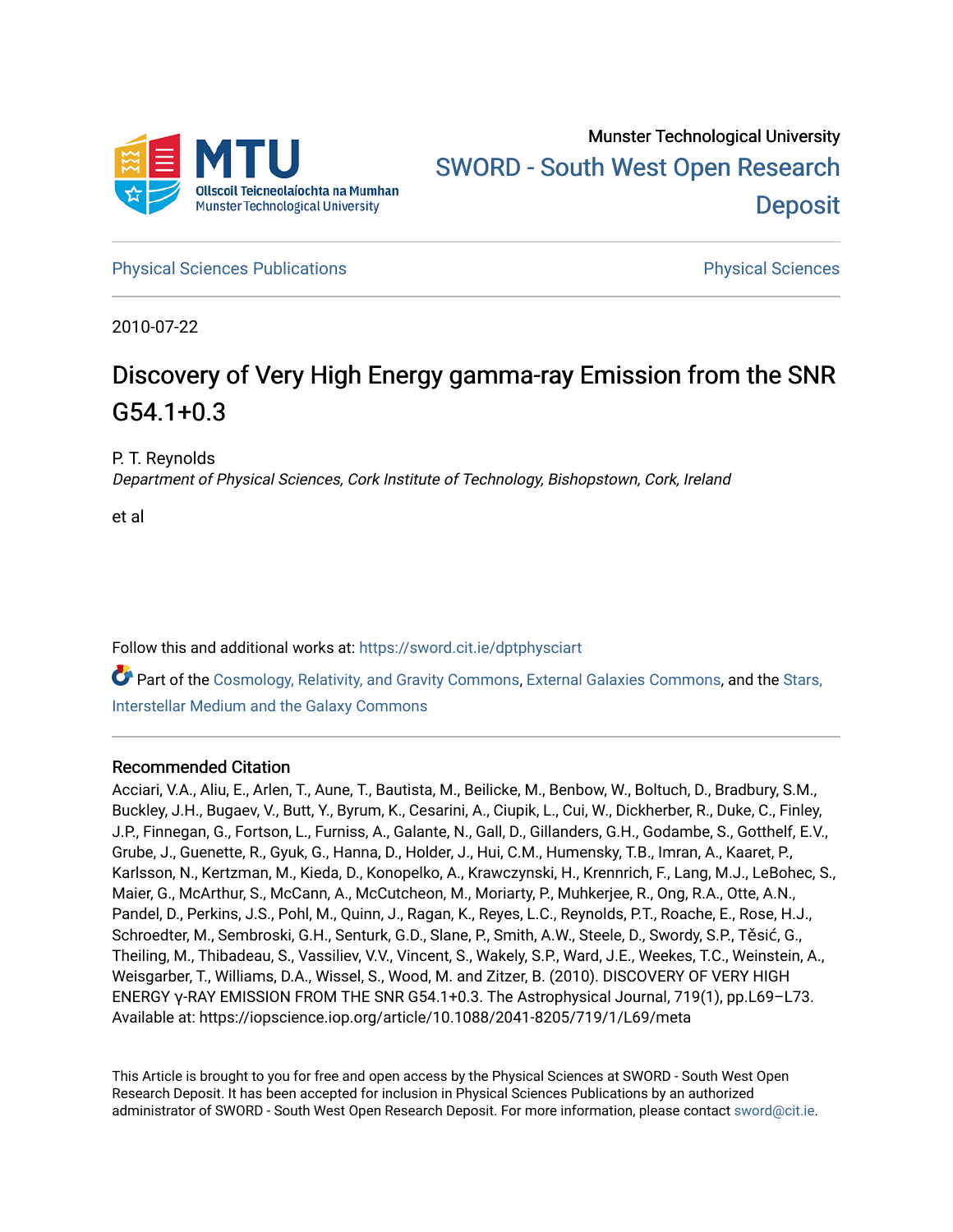Munster Technological University

SWORD - South West Open Research Deposit

Physical Sciences Publications

Physical Sciences

2010-07-22

# Discovery of Very High Energy gamma-ray Emission from the SNR G54.1+0.3

P. T. Reynolds

*Department of Physical Sciences, Cork Institute of Technology, Bishopstown, Cork, Ireland*

et al

Follow this and additional works at: https://sword.cit.ie/dptphysciart

Part of the Cosmology, Relativity, and Gravity Commons, External Galaxies Commons, and the Stars, Interstellar Medium and the Galaxy Commons

## Recommended Citation

Acciari, V.A., Aliu, E., Arlen, T., Aune, T., Bautista, M., Beilicke, M., Benbow, W., Boltuch, D., Bradbury, S.M., Buckley, J.H., Bugaev, V., Butt, Y., Byrum, K., Cesarini, A., Ciupik, L., Cui, W., Dickherber, R., Duke, C., Finley, J.P., Finnegan, G., Fortson, L., Furniss, A., Galante, N., Gall, D., Gillanders, G.H., Godambe, S., Gotthelf, E.V., Grube, J., Guenette, R., Gyuk, G., Hanna, D., Holder, J., Hui, C.M., Humensky, T.B., Imran, A., Kaaret, P., Karlsson, N., Kertzman, M., Kieda, D., Konopelko, A., Krawczynski, H., Krennrich, F., Lang, M.J., LeBohec, S., Maier, G., McArthur, S., McCann, A., McCutcheon, M., Moriarty, P., Muhkerjee, R., Ong, R.A., Otte, A.N., Pandel, D., Perkins, J.S., Pohl, M., Quinn, J., Ragan, K., Reyes, L.C., Reynolds, P.T., Roache, E., Rose, H.J., Schroedter, M., Sembroski, G.H., Senturk, G.D., Slane, P., Smith, A.W., Steele, D., Swordy, S.P., Těšić, G., Theiling, M., Thibadeau, S., Vassiliev, V.V., Vincent, S., Wakely, S.P., Ward, J.E., Weekes, T.C., Weinstein, A., Weisgarber, T., Williams, D.A., Wissel, S., Wood, M. and Zitzer, B. (2010). DISCOVERY OF VERY HIGH ENERGY γ-RAY EMISSION FROM THE SNR G54.1+0.3. The Astrophysical Journal, 719(1), pp.L69–L73. Available at: https://iopscience.iop.org/article/10.1088/2041-8205/719/1/L69/meta

This Article is brought to you for free and open access by the Physical Sciences at SWORD - South West Open Research Deposit. It has been accepted for inclusion in Physical Sciences Publications by an authorized administrator of SWORD - South West Open Research Deposit. For more information, please contact sword@cit.ie.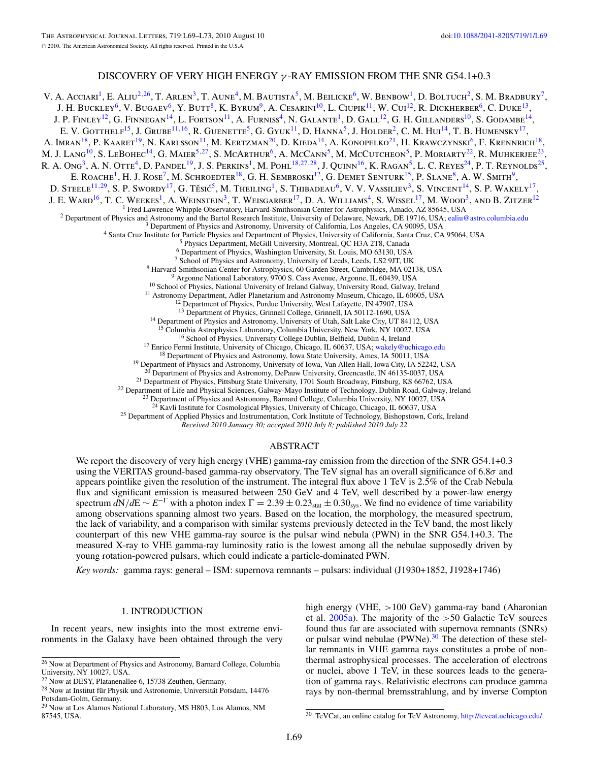# DISCOVERY OF VERY HIGH ENERGY $\gamma$-RAY EMISSION FROM THE SNR G54.1+0.3

V. A. Acciari[1], E. Aliu[2,26], T. Arlen[3], T. Aune[4], M. Bautista[5], M. Beilicke[6], W. Benbow[1], D. Boltuch[2], S. M. Bradbury[7], J. H. Buckley[6], V. Bugaev[6], Y. Butt[8], K. Byrum[9], A. Cesarini[10], L. Ciupik[11], W. Cui[12], R. Dickherber[6], C. Duke[13], J. P. Finley[12], G. Finnegan[14], L. Fortson[11], A. Furniss[4], N. Galante[1], D. Gall[12], G. H. Gillanders[10], S. Godambe[14], E. V. Gotthelf[15], J. Grube[11,16], R. Guenette[5], G. Gyuk[11], D. Hanna[5], J. Holder[2], C. M. Hui[14], T. B. Humensky[17], A. Imran[18], P. Kaaret[19], N. Karlsson[11], M. Kertzman[20], D. Kieda[14], A. Konopelko[21], H. Krawczynski[6], F. Krennrich[18], M. J. Lang[10], S. LeBohec[14], G. Maier[5,27], S. McArthur[6], A. McCann[5], M. McCutcheon[5], P. Moriarty[22], R. Mukherjee[23], R. A. Ong[3], A. N. Otte[4], D. Pandel[19], J. S. Perkins[1], M. Pohl[18,27,28], J. Quinn[16], K. Ragan[5], L. C. Reyes[24], P. T. Reynolds[25], E. Roache[1], H. J. Rose[7], M. Schroedter[18], G. H. Sembroski[12], G. Demet Senturk[15], P. Slane[8], A. W. Smith[9], D. Steele[11,29], S. P. Swordy[17], G. Těšić[5], M. Theiling[1], S. Thibadeau[6], V. V. Vassiliev[3], S. Vincent[14], S. P. Wakely[17], J. E. Ward[16], T. C. Weekes[1], A. Weinstein[3], T. Weisgarber[17], D. A. Williams[4], S. Wissel[17], M. Wood[3], and B. Zitzer[12]

[1] Fred Lawrence Whipple Observatory, Harvard-Smithsonian Center for Astrophysics, Amado, AZ 85645, USA
[2] Department of Physics and Astronomy and the Bartol Research Institute, University of Delaware, Newark, DE 19716, USA; ealiu@astro.columbia.edu
[3] Department of Physics and Astronomy, University of California, Los Angeles, CA 90095, USA
[4] Santa Cruz Institute for Particle Physics and Department of Physics, University of California, Santa Cruz, CA 95064, USA
[5] Physics Department, McGill University, Montreal, QC H3A 2T8, Canada
[6] Department of Physics, Washington University, St. Louis, MO 63130, USA
[7] School of Physics and Astronomy, University of Leeds, Leeds, LS2 9JT, UK
[8] Harvard-Smithsonian Center for Astrophysics, 60 Garden Street, Cambridge, MA 02138, USA
[9] Argonne National Laboratory, 9700 S. Cass Avenue, Argonne, IL 60439, USA
[10] School of Physics, National University of Ireland Galway, University Road, Galway, Ireland
[11] Astronomy Department, Adler Planetarium and Astronomy Museum, Chicago, IL 60605, USA
[12] Department of Physics, Purdue University, West Lafayette, IN 47907, USA
[13] Department of Physics, Grinnell College, Grinnell, IA 50112-1690, USA
[14] Department of Physics and Astronomy, University of Utah, Salt Lake City, UT 84112, USA
[15] Columbia Astrophysics Laboratory, Columbia University, New York, NY 10027, USA
[16] School of Physics, University College Dublin, Belfield, Dublin 4, Ireland
[17] Enrico Fermi Institute, University of Chicago, Chicago, IL 60637, USA; wakely@uchicago.edu
[18] Department of Physics and Astronomy, Iowa State University, Ames, IA 50011, USA
[19] Department of Physics and Astronomy, University of Iowa, Van Allen Hall, Iowa City, IA 52242, USA
[20] Department of Physics and Astronomy, DePauw University, Greencastle, IN 46135-0037, USA
[21] Department of Physics, Pittsburg State University, 1701 South Broadway, Pittsburg, KS 66762, USA
[22] Department of Life and Physical Sciences, Galway-Mayo Institute of Technology, Dublin Road, Galway, Ireland
[23] Department of Physics and Astronomy, Barnard College, Columbia University, NY 10027, USA
[24] Kavli Institute for Cosmological Physics, University of Chicago, Chicago, IL 60637, USA
[25] Department of Applied Physics and Instrumentation, Cork Institute of Technology, Bishopstown, Cork, Ireland

*Received 2010 January 30; accepted 2010 July 8; published 2010 July 22*

## ABSTRACT

We report the discovery of very high energy (VHE) gamma-ray emission from the direction of the SNR G54.1+0.3 using the VERITAS ground-based gamma-ray observatory. The TeV signal has an overall significance of $6.8\sigma$ and appears pointlike given the resolution of the instrument. The integral flux above 1 TeV is 2.5% of the Crab Nebula flux and significant emission is measured between 250 GeV and 4 TeV, well described by a power-law energy spectrum $dN/dE \sim E^{-\Gamma}$ with a photon index $\Gamma = 2.39 \pm 0.23_{\mathrm{stat}} \pm 0.30_{\mathrm{sys}}$. We find no evidence of time variability among observations spanning almost two years. Based on the location, the morphology, the measured spectrum, the lack of variability, and a comparison with similar systems previously detected in the TeV band, the most likely counterpart of this new VHE gamma-ray source is the pulsar wind nebula (PWN) in the SNR G54.1+0.3. The measured X-ray to VHE gamma-ray luminosity ratio is the lowest among all the nebulae supposedly driven by young rotation-powered pulsars, which could indicate a particle-dominated PWN.

*Key words:* gamma rays: general – ISM: supernova remnants – pulsars: individual (J1930+1852, J1928+1746)

## 1. INTRODUCTION

In recent years, new insights into the most extreme environments in the Galaxy have been obtained through the very high energy (VHE, >100 GeV) gamma-ray band (Aharonian et al. 2005a). The majority of the >50 Galactic TeV sources found thus far are associated with supernova remnants (SNRs) or pulsar wind nebulae (PWNe).[30] The detection of these stellar remnants in VHE gamma rays constitutes a probe of non-thermal astrophysical processes. The acceleration of electrons or nuclei, above 1 TeV, in these sources leads to the generation of gamma rays. Relativistic electrons can produce gamma rays by non-thermal bremsstrahlung, and by inverse Compton

[26] Now at Department of Physics and Astronomy, Barnard College, Columbia University, NY 10027, USA.
[27] Now at DESY, Platanenallee 6, 15738 Zeuthen, Germany.
[28] Now at Institut für Physik und Astronomie, Universität Potsdam, 14476 Potsdam-Golm, Germany.
[29] Now at Los Alamos National Laboratory, MS H803, Los Alamos, NM 87545, USA.
[30] TeVCat, an online catalog for TeV Astronomy, http://tevcat.uchicago.edu/.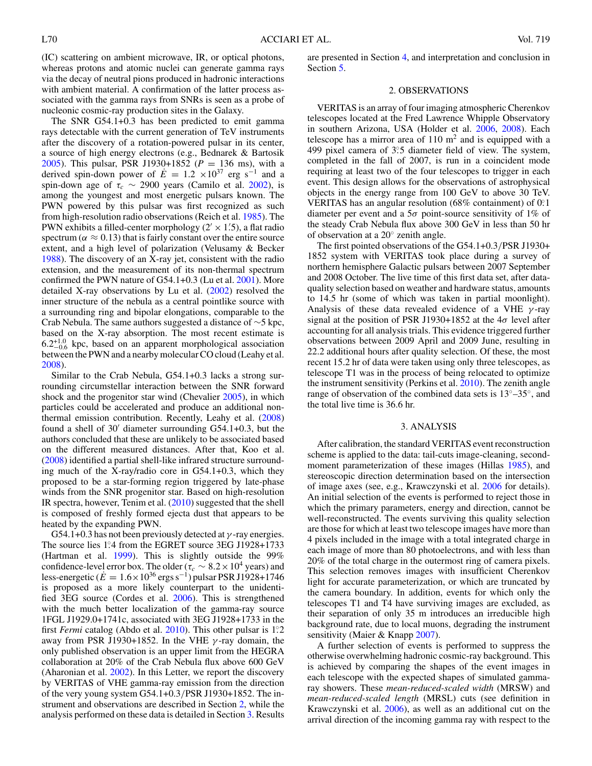(IC) scattering on ambient microwave, IR, or optical photons, whereas protons and atomic nuclei can generate gamma rays via the decay of neutral pions produced in hadronic interactions with ambient material. A confirmation of the latter process associated with the gamma rays from SNRs is seen as a probe of nucleonic cosmic-ray production sites in the Galaxy.

The SNR G54.1+0.3 has been predicted to emit gamma rays detectable with the current generation of TeV instruments after the discovery of a rotation-powered pulsar in its center, a source of high energy electrons (e.g., Bednarek & Bartosik 2005). This pulsar, PSR J1930+1852 ($P$ = 136 ms), with a derived spin-down power of $\dot{E} = 1.2 \times 10^{37}$ erg s$^{-1}$ and a spin-down age of $\tau_c \sim 2900$ years (Camilo et al. 2002), is among the youngest and most energetic pulsars known. The PWN powered by this pulsar was first recognized as such from high-resolution radio observations (Reich et al. 1985). The PWN exhibits a filled-center morphology ($2' \times 1.'5$), a flat radio spectrum ($\alpha \approx 0.13$) that is fairly constant over the entire source extent, and a high level of polarization (Velusamy & Becker 1988). The discovery of an X-ray jet, consistent with the radio extension, and the measurement of its non-thermal spectrum confirmed the PWN nature of G54.1+0.3 (Lu et al. 2001). More detailed X-ray observations by Lu et al. (2002) resolved the inner structure of the nebula as a central pointlike source with a surrounding ring and bipolar elongations, comparable to the Crab Nebula. The same authors suggested a distance of ~5 kpc, based on the X-ray absorption. The most recent estimate is $6.2^{+1.0}_{-0.6}$ kpc, based on an apparent morphological association between the PWN and a nearby molecular CO cloud (Leahy et al. 2008).

Similar to the Crab Nebula, G54.1+0.3 lacks a strong surrounding circumstellar interaction between the SNR forward shock and the progenitor star wind (Chevalier 2005), in which particles could be accelerated and produce an additional non-thermal emission contribution. Recently, Leahy et al. (2008) found a shell of 30′ diameter surrounding G54.1+0.3, but the authors concluded that these are unlikely to be associated based on the different measured distances. After that, Koo et al. (2008) identified a partial shell-like infrared structure surrounding much of the X-ray/radio core in G54.1+0.3, which they proposed to be a star-forming region triggered by late-phase winds from the SNR progenitor star. Based on high-resolution IR spectra, however, Tenim et al. (2010) suggested that the shell is composed of freshly formed ejecta dust that appears to be heated by the expanding PWN.

G54.1+0.3 has not been previously detected at $\gamma$-ray energies. The source lies 1.°4 from the EGRET source 3EG J1928+1733 (Hartman et al. 1999). This is slightly outside the 99% confidence-level error box. The older ($\tau_c \sim 8.2 \times 10^4$ years) and less-energetic ($\dot{E} = 1.6 \times 10^{36}$ ergs s$^{-1}$) pulsar PSR J1928+1746 is proposed as a more likely counterpart to the unidentified 3EG source (Cordes et al. 2006). This is strengthened with the much better localization of the gamma-ray source 1FGL J1929.0+1741c, associated with 3EG J1928+1733 in the first *Fermi* catalog (Abdo et al. 2010). This other pulsar is 1.°2 away from PSR J1930+1852. In the VHE $\gamma$-ray domain, the only published observation is an upper limit from the HEGRA collaboration at 20% of the Crab Nebula flux above 600 GeV (Aharonian et al. 2002). In this Letter, we report the discovery by VERITAS of VHE gamma-ray emission from the direction of the very young system G54.1+0.3/PSR J1930+1852. The instrument and observations are described in Section 2, while the analysis performed on these data is detailed in Section 3. Results are presented in Section 4, and interpretation and conclusion in Section 5.

## 2. OBSERVATIONS

VERITAS is an array of four imaging atmospheric Cherenkov telescopes located at the Fred Lawrence Whipple Observatory in southern Arizona, USA (Holder et al. 2006, 2008). Each telescope has a mirror area of 110 m$^2$ and is equipped with a 499 pixel camera of 3.°5 diameter field of view. The system, completed in the fall of 2007, is run in a coincident mode requiring at least two of the four telescopes to trigger in each event. This design allows for the observations of astrophysical objects in the energy range from 100 GeV to above 30 TeV. VERITAS has an angular resolution (68% containment) of 0.°1 diameter per event and a 5$\sigma$ point-source sensitivity of 1% of the steady Crab Nebula flux above 300 GeV in less than 50 hr of observation at a 20° zenith angle.

The first pointed observations of the G54.1+0.3/PSR J1930+1852 system with VERITAS took place during a survey of northern hemisphere Galactic pulsars between 2007 September and 2008 October. The live time of this first data set, after data-quality selection based on weather and hardware status, amounts to 14.5 hr (some of which was taken in partial moonlight). Analysis of these data revealed evidence of a VHE $\gamma$-ray signal at the position of PSR J1930+1852 at the 4$\sigma$ level after accounting for all analysis trials. This evidence triggered further observations between 2009 April and 2009 June, resulting in 22.2 additional hours after quality selection. Of these, the most recent 15.2 hr of data were taken using only three telescopes, as telescope T1 was in the process of being relocated to optimize the instrument sensitivity (Perkins et al. 2010). The zenith angle range of observation of the combined data sets is 13°–35°, and the total live time is 36.6 hr.

## 3. ANALYSIS

After calibration, the standard VERITAS event reconstruction scheme is applied to the data: tail-cuts image-cleaning, second-moment parameterization of these images (Hillas 1985), and stereoscopic direction determination based on the intersection of image axes (see, e.g., Krawczynski et al. 2006 for details). An initial selection of the events is performed to reject those in which the primary parameters, energy and direction, cannot be well-reconstructed. The events surviving this quality selection are those for which at least two telescope images have more than 4 pixels included in the image with a total integrated charge in each image of more than 80 photoelectrons, and with less than 20% of the total charge in the outermost ring of camera pixels. This selection removes images with insufficient Cherenkov light for accurate parameterization, or which are truncated by the camera boundary. In addition, events for which only the telescopes T1 and T4 have surviving images are excluded, as their separation of only 35 m introduces an irreducible high background rate, due to local muons, degrading the instrument sensitivity (Maier & Knapp 2007).

A further selection of events is performed to suppress the otherwise overwhelming hadronic cosmic-ray background. This is achieved by comparing the shapes of the event images in each telescope with the expected shapes of simulated gamma-ray showers. These *mean-reduced-scaled width* (MRSW) and *mean-reduced-scaled length* (MRSL) cuts (see definition in Krawczynski et al. 2006), as well as an additional cut on the arrival direction of the incoming gamma ray with respect to the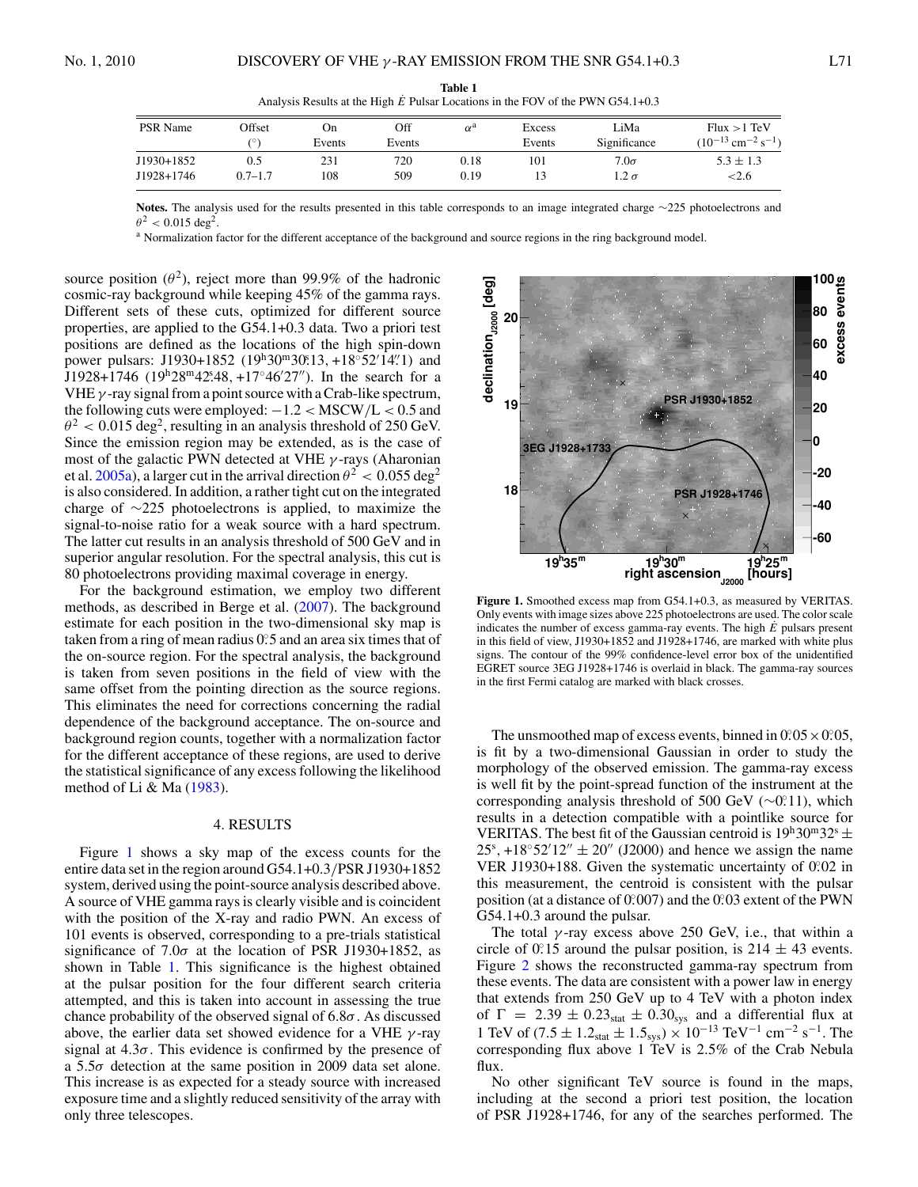**Table 1**
Analysis Results at the High $\dot{E}$ Pulsar Locations in the FOV of the PWN G54.1+0.3

| PSR Name | Offset (°) | On Events | Off Events | $\alpha$[a] | Excess Events | LiMa Significance | Flux >1 TeV ($10^{-13}$ cm$^{-2}$ s$^{-1}$) |
|---|---|---|---|---|---|---|---|
| J1930+1852 | 0.5 | 231 | 720 | 0.18 | 101 | 7.0$\sigma$ | 5.3 ± 1.3 |
| J1928+1746 | 0.7–1.7 | 108 | 509 | 0.19 | 13 | 1.2 $\sigma$ | <2.6 |

**Notes.** The analysis used for the results presented in this table corresponds to an image integrated charge ~225 photoelectrons and $\theta^2 < 0.015$ deg$^2$.

[a] Normalization factor for the different acceptance of the background and source regions in the ring background model.

source position ($\theta^2$), reject more than 99.9% of the hadronic cosmic-ray background while keeping 45% of the gamma rays. Different sets of these cuts, optimized for different source properties, are applied to the G54.1+0.3 data. Two a priori test positions are defined as the locations of the high spin-down power pulsars: J1930+1852 ($19^{h}30^{m}30\overset{s}{.}13$, +18°52′14.″1) and J1928+1746 ($19^{h}28^{m}42\overset{s}{.}48$, +17°46′27″). In the search for a VHE $\gamma$-ray signal from a point source with a Crab-like spectrum, the following cuts were employed: $-1.2 <$ MSCW/L $< 0.5$ and $\theta^2 < 0.015$ deg$^2$, resulting in an analysis threshold of 250 GeV. Since the emission region may be extended, as is the case of most of the galactic PWN detected at VHE $\gamma$-rays (Aharonian et al. 2005a), a larger cut in the arrival direction $\theta^2 < 0.055$ deg$^2$ is also considered. In addition, a rather tight cut on the integrated charge of ~225 photoelectrons is applied, to maximize the signal-to-noise ratio for a weak source with a hard spectrum. The latter cut results in an analysis threshold of 500 GeV and in superior angular resolution. For the spectral analysis, this cut is 80 photoelectrons providing maximal coverage in energy.

For the background estimation, we employ two different methods, as described in Berge et al. (2007). The background estimate for each position in the two-dimensional sky map is taken from a ring of mean radius 0.°5 and an area six times that of the on-source region. For the spectral analysis, the background is taken from seven positions in the field of view with the same offset from the pointing direction as the source regions. This eliminates the need for corrections concerning the radial dependence of the background acceptance. The on-source and background region counts, together with a normalization factor for the different acceptance of these regions, are used to derive the statistical significance of any excess following the likelihood method of Li & Ma (1983).

## 4. RESULTS

Figure 1 shows a sky map of the excess counts for the entire data set in the region around G54.1+0.3/PSR J1930+1852 system, derived using the point-source analysis described above. A source of VHE gamma rays is clearly visible and is coincident with the position of the X-ray and radio PWN. An excess of 101 events is observed, corresponding to a pre-trials statistical significance of 7.0$\sigma$ at the location of PSR J1930+1852, as shown in Table 1. This significance is the highest obtained at the pulsar position for the four different search criteria attempted, and this is taken into account in assessing the true chance probability of the observed signal of 6.8$\sigma$. As discussed above, the earlier data set showed evidence for a VHE $\gamma$-ray signal at 4.3$\sigma$. This evidence is confirmed by the presence of a 5.5$\sigma$ detection at the same position in 2009 data set alone. This increase is as expected for a steady source with increased exposure time and a slightly reduced sensitivity of the array with only three telescopes.

**Figure 1.** Smoothed excess map from G54.1+0.3, as measured by VERITAS. Only events with image sizes above 225 photoelectrons are used. The color scale indicates the number of excess gamma-ray events. The high $\dot{E}$ pulsars present in this field of view, J1930+1852 and J1928+1746, are marked with white plus signs. The contour of the 99% confidence-level error box of the unidentified EGRET source 3EG J1928+1746 is overlaid in black. The gamma-ray sources in the first Fermi catalog are marked with black crosses.

The unsmoothed map of excess events, binned in 0.°05 × 0.°05, is fit by a two-dimensional Gaussian in order to study the morphology of the observed emission. The gamma-ray excess is well fit by the point-spread function of the instrument at the corresponding analysis threshold of 500 GeV (~0.°11), which results in a detection compatible with a pointlike source for VERITAS. The best fit of the Gaussian centroid is $19^{h}30^{m}32^{s} \pm 25^{s}$, +18°52′12″ ± 20″ (J2000) and hence we assign the name VER J1930+188. Given the systematic uncertainty of 0.°02 in this measurement, the centroid is consistent with the pulsar position (at a distance of 0.°007) and the 0.°03 extent of the PWN G54.1+0.3 around the pulsar.

The total $\gamma$-ray excess above 250 GeV, i.e., that within a circle of 0.°15 around the pulsar position, is 214 ± 43 events. Figure 2 shows the reconstructed gamma-ray spectrum from these events. The data are consistent with a power law in energy that extends from 250 GeV up to 4 TeV with a photon index of $\Gamma = 2.39 \pm 0.23_{\rm stat} \pm 0.30_{\rm sys}$ and a differential flux at 1 TeV of $(7.5 \pm 1.2_{\rm stat} \pm 1.5_{\rm sys}) \times 10^{-13}$ TeV$^{-1}$ cm$^{-2}$ s$^{-1}$. The corresponding flux above 1 TeV is 2.5% of the Crab Nebula flux.

No other significant TeV source is found in the maps, including at the second a priori test position, the location of PSR J1928+1746, for any of the searches performed. The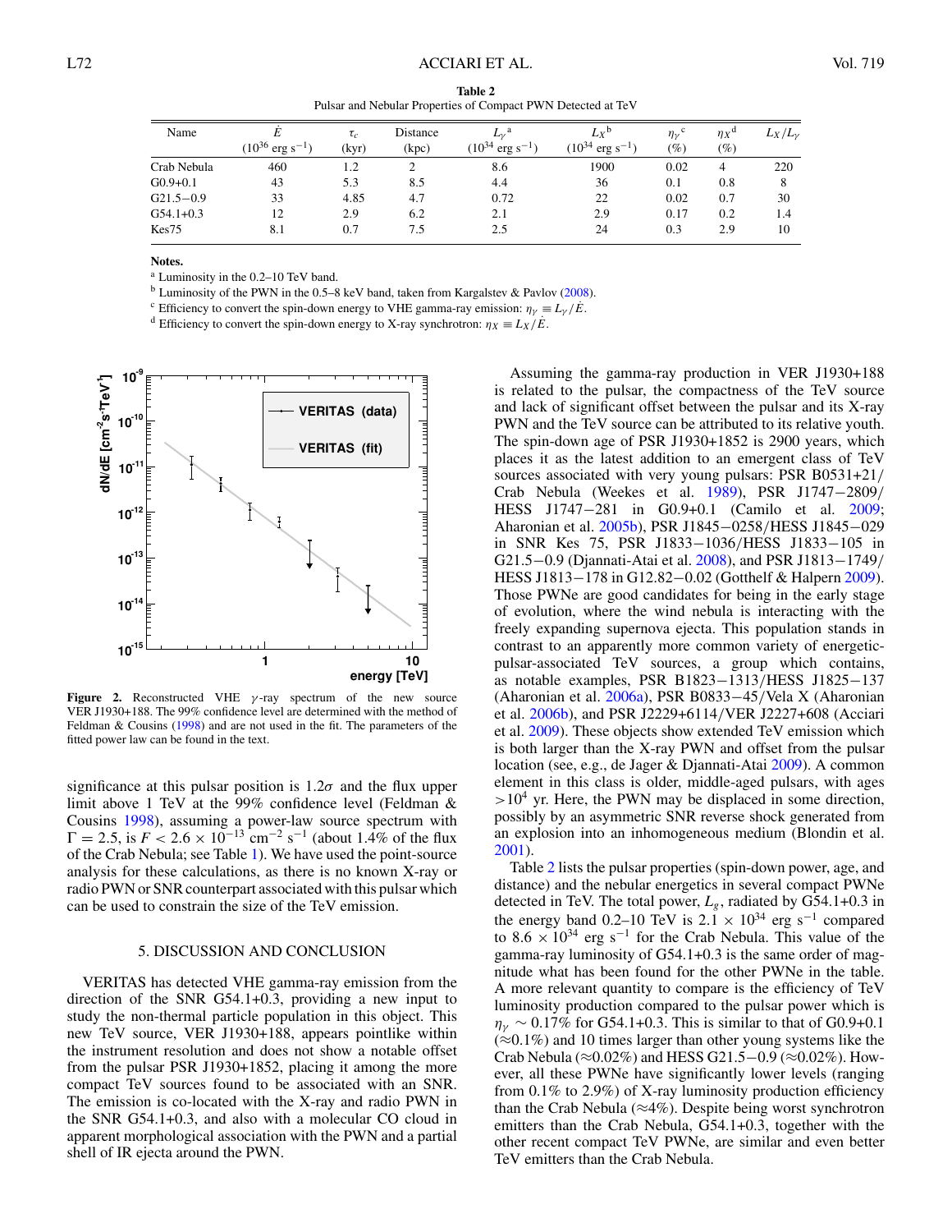**Table 2**
Pulsar and Nebular Properties of Compact PWN Detected at TeV

| Name | $\dot{E}$ ($10^{36}$ erg s$^{-1}$) | $\tau_c$ (kyr) | Distance (kpc) | $L_\gamma$[a] ($10^{34}$ erg s$^{-1}$) | $L_X$[b] ($10^{34}$ erg s$^{-1}$) | $\eta_\gamma$[c] (%) | $\eta_X$[d] (%) | $L_X/L_\gamma$ |
|---|---|---|---|---|---|---|---|---|
| Crab Nebula | 460 | 1.2 | 2 | 8.6 | 1900 | 0.02 | 4 | 220 |
| G0.9+0.1 | 43 | 5.3 | 8.5 | 4.4 | 36 | 0.1 | 0.8 | 8 |
| G21.5−0.9 | 33 | 4.85 | 4.7 | 0.72 | 22 | 0.02 | 0.7 | 30 |
| G54.1+0.3 | 12 | 2.9 | 6.2 | 2.1 | 2.9 | 0.17 | 0.2 | 1.4 |
| Kes75 | 8.1 | 0.7 | 7.5 | 2.5 | 24 | 0.3 | 2.9 | 10 |

**Notes.**
[a] Luminosity in the 0.2–10 TeV band.
[b] Luminosity of the PWN in the 0.5–8 keV band, taken from Kargalstev & Pavlov (2008).
[c] Efficiency to convert the spin-down energy to VHE gamma-ray emission: $\eta_\gamma \equiv L_\gamma/\dot{E}$.
[d] Efficiency to convert the spin-down energy to X-ray synchrotron: $\eta_X \equiv L_X/\dot{E}$.

**Figure 2.** Reconstructed VHE $\gamma$-ray spectrum of the new source VER J1930+188. The 99% confidence level are determined with the method of Feldman & Cousins (1998) and are not used in the fit. The parameters of the fitted power law can be found in the text.

significance at this pulsar position is $1.2\sigma$ and the flux upper limit above 1 TeV at the 99% confidence level (Feldman & Cousins 1998), assuming a power-law source spectrum with $\Gamma = 2.5$, is $F < 2.6 \times 10^{-13}$ cm$^{-2}$ s$^{-1}$ (about 1.4% of the flux of the Crab Nebula; see Table 1). We have used the point-source analysis for these calculations, as there is no known X-ray or radio PWN or SNR counterpart associated with this pulsar which can be used to constrain the size of the TeV emission.

## 5. DISCUSSION AND CONCLUSION

VERITAS has detected VHE gamma-ray emission from the direction of the SNR G54.1+0.3, providing a new input to study the non-thermal particle population in this object. This new TeV source, VER J1930+188, appears pointlike within the instrument resolution and does not show a notable offset from the pulsar PSR J1930+1852, placing it among the more compact TeV sources found to be associated with an SNR. The emission is co-located with the X-ray and radio PWN in the SNR G54.1+0.3, and also with a molecular CO cloud in apparent morphological association with the PWN and a partial shell of IR ejecta around the PWN.

Assuming the gamma-ray production in VER J1930+188 is related to the pulsar, the compactness of the TeV source and lack of significant offset between the pulsar and its X-ray PWN and the TeV source can be attributed to its relative youth. The spin-down age of PSR J1930+1852 is 2900 years, which places it as the latest addition to an emergent class of TeV sources associated with very young pulsars: PSR B0531+21/Crab Nebula (Weekes et al. 1989), PSR J1747−2809/HESS J1747−281 in G0.9+0.1 (Camilo et al. 2009; Aharonian et al. 2005b), PSR J1845−0258/HESS J1845−029 in SNR Kes 75, PSR J1833−1036/HESS J1833−105 in G21.5−0.9 (Djannati-Atai et al. 2008), and PSR J1813−1749/HESS J1813−178 in G12.82−0.02 (Gotthelf & Halpern 2009). Those PWNe are good candidates for being in the early stage of evolution, where the wind nebula is interacting with the freely expanding supernova ejecta. This population stands in contrast to an apparently more common variety of energetic-pulsar-associated TeV sources, a group which contains, as notable examples, PSR B1823−1313/HESS J1825−137 (Aharonian et al. 2006a), PSR B0833−45/Vela X (Aharonian et al. 2006b), and PSR J2229+6114/VER J2227+608 (Acciari et al. 2009). These objects show extended TeV emission which is both larger than the X-ray PWN and offset from the pulsar location (see, e.g., de Jager & Djannati-Atai 2009). A common element in this class is older, middle-aged pulsars, with ages $>10^4$ yr. Here, the PWN may be displaced in some direction, possibly by an asymmetric SNR reverse shock generated from an explosion into an inhomogeneous medium (Blondin et al. 2001).

Table 2 lists the pulsar properties (spin-down power, age, and distance) and the nebular energetics in several compact PWNe detected in TeV. The total power, $L_g$, radiated by G54.1+0.3 in the energy band 0.2–10 TeV is $2.1 \times 10^{34}$ erg s$^{-1}$ compared to $8.6 \times 10^{34}$ erg s$^{-1}$ for the Crab Nebula. This value of the gamma-ray luminosity of G54.1+0.3 is the same order of magnitude what has been found for the other PWNe in the table. A more relevant quantity to compare is the efficiency of TeV luminosity production compared to the pulsar power which is $\eta_\gamma \sim 0.17\%$ for G54.1+0.3. This is similar to that of G0.9+0.1 ($\approx$0.1%) and 10 times larger than other young systems like the Crab Nebula ($\approx$0.02%) and HESS G21.5−0.9 ($\approx$0.02%). However, all these PWNe have significantly lower levels (ranging from 0.1% to 2.9%) of X-ray luminosity production efficiency than the Crab Nebula ($\approx$4%). Despite being worst synchrotron emitters than the Crab Nebula, G54.1+0.3, together with the other recent compact TeV PWNe, are similar and even better TeV emitters than the Crab Nebula.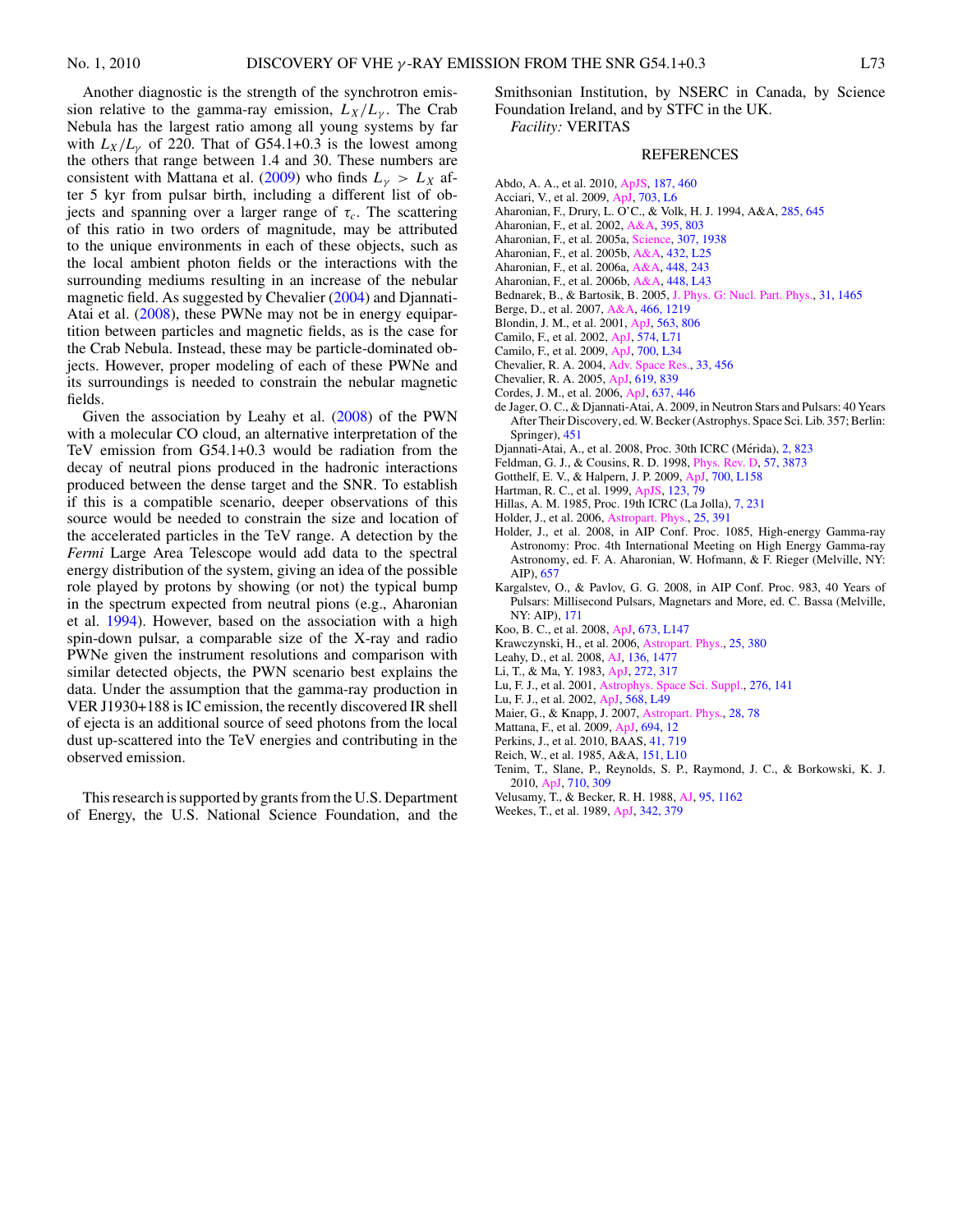Another diagnostic is the strength of the synchrotron emission relative to the gamma-ray emission, $L_X/L_\gamma$. The Crab Nebula has the largest ratio among all young systems by far with $L_X/L_\gamma$ of 220. That of G54.1+0.3 is the lowest among the others that range between 1.4 and 30. These numbers are consistent with Mattana et al. (2009) who finds $L_\gamma > L_X$ after 5 kyr from pulsar birth, including a different list of objects and spanning over a larger range of $\tau_c$. The scattering of this ratio in two orders of magnitude, may be attributed to the unique environments in each of these objects, such as the local ambient photon fields or the interactions with the surrounding mediums resulting in an increase of the nebular magnetic field. As suggested by Chevalier (2004) and Djannati-Atai et al. (2008), these PWNe may not be in energy equipartition between particles and magnetic fields, as is the case for the Crab Nebula. Instead, these may be particle-dominated objects. However, proper modeling of each of these PWNe and its surroundings is needed to constrain the nebular magnetic fields.

Given the association by Leahy et al. (2008) of the PWN with a molecular CO cloud, an alternative interpretation of the TeV emission from G54.1+0.3 would be radiation from the decay of neutral pions produced in the hadronic interactions produced between the dense target and the SNR. To establish if this is a compatible scenario, deeper observations of this source would be needed to constrain the size and location of the accelerated particles in the TeV range. A detection by the *Fermi* Large Area Telescope would add data to the spectral energy distribution of the system, giving an idea of the possible role played by protons by showing (or not) the typical bump in the spectrum expected from neutral pions (e.g., Aharonian et al. 1994). However, based on the association with a high spin-down pulsar, a comparable size of the X-ray and radio PWNe given the instrument resolutions and comparison with similar detected objects, the PWN scenario best explains the data. Under the assumption that the gamma-ray production in VER J1930+188 is IC emission, the recently discovered IR shell of ejecta is an additional source of seed photons from the local dust up-scattered into the TeV energies and contributing in the observed emission.

This research is supported by grants from the U.S. Department of Energy, the U.S. National Science Foundation, and the Smithsonian Institution, by NSERC in Canada, by Science Foundation Ireland, and by STFC in the UK.

*Facility:* VERITAS

## REFERENCES

Abdo, A. A., et al. 2010, ApJS, 187, 460
Acciari, V., et al. 2009, ApJ, 703, L6
Aharonian, F., Drury, L. O'C., & Volk, H. J. 1994, A&A, 285, 645
Aharonian, F., et al. 2002, A&A, 395, 803
Aharonian, F., et al. 2005a, Science, 307, 1938
Aharonian, F., et al. 2005b, A&A, 432, L25
Aharonian, F., et al. 2006a, A&A, 448, 243
Aharonian, F., et al. 2006b, A&A, 448, L43
Bednarek, B., & Bartosik, B. 2005, J. Phys. G: Nucl. Part. Phys., 31, 1465
Berge, D., et al. 2007, A&A, 466, 1219
Blondin, J. M., et al. 2001, ApJ, 563, 806
Camilo, F., et al. 2002, ApJ, 574, L71
Camilo, F., et al. 2009, ApJ, 700, L34
Chevalier, R. A. 2004, Adv. Space Res., 33, 456
Chevalier, R. A. 2005, ApJ, 619, 839
Cordes, J. M., et al. 2006, ApJ, 637, 446
de Jager, O. C., & Djannati-Atai, A. 2009, in Neutron Stars and Pulsars: 40 Years After Their Discovery, ed. W. Becker (Astrophys. Space Sci. Lib. 357; Berlin: Springer), 451
Djannati-Atai, A., et al. 2008, Proc. 30th ICRC (Mérida), 2, 823
Feldman, G. J., & Cousins, R. D. 1998, Phys. Rev. D, 57, 3873
Gotthelf, E. V., & Halpern, J. P. 2009, ApJ, 700, L158
Hartman, R. C., et al. 1999, ApJS, 123, 79
Hillas, A. M. 1985, Proc. 19th ICRC (La Jolla), 7, 231
Holder, J., et al. 2006, Astropart. Phys., 25, 391
Holder, J., et al. 2008, in AIP Conf. Proc. 1085, High-energy Gamma-ray Astronomy: Proc. 4th International Meeting on High Energy Gamma-ray Astronomy, ed. F. A. Aharonian, W. Hofmann, & F. Rieger (Melville, NY: AIP), 657
Kargalstev, O., & Pavlov, G. G. 2008, in AIP Conf. Proc. 983, 40 Years of Pulsars: Millisecond Pulsars, Magnetars and More, ed. C. Bassa (Melville, NY: AIP), 171
Koo, B. C., et al. 2008, ApJ, 673, L147
Krawczynski, H., et al. 2006, Astropart. Phys., 25, 380
Leahy, D., et al. 2008, AJ, 136, 1477
Li, T., & Ma, Y. 1983, ApJ, 272, 317
Lu, F. J., et al. 2001, Astrophys. Space Sci. Suppl., 276, 141
Lu, F. J., et al. 2002, ApJ, 568, L49
Maier, G., & Knapp, J. 2007, Astropart. Phys., 28, 78
Mattana, F., et al. 2009, ApJ, 694, 12
Perkins, J., et al. 2010, BAAS, 41, 719
Reich, W., et al. 1985, A&A, 151, L10
Tenim, T., Slane, P., Reynolds, S. P., Raymond, J. C., & Borkowski, K. J. 2010, ApJ, 710, 309
Velusamy, T., & Becker, R. H. 1988, AJ, 95, 1162
Weekes, T., et al. 1989, ApJ, 342, 379